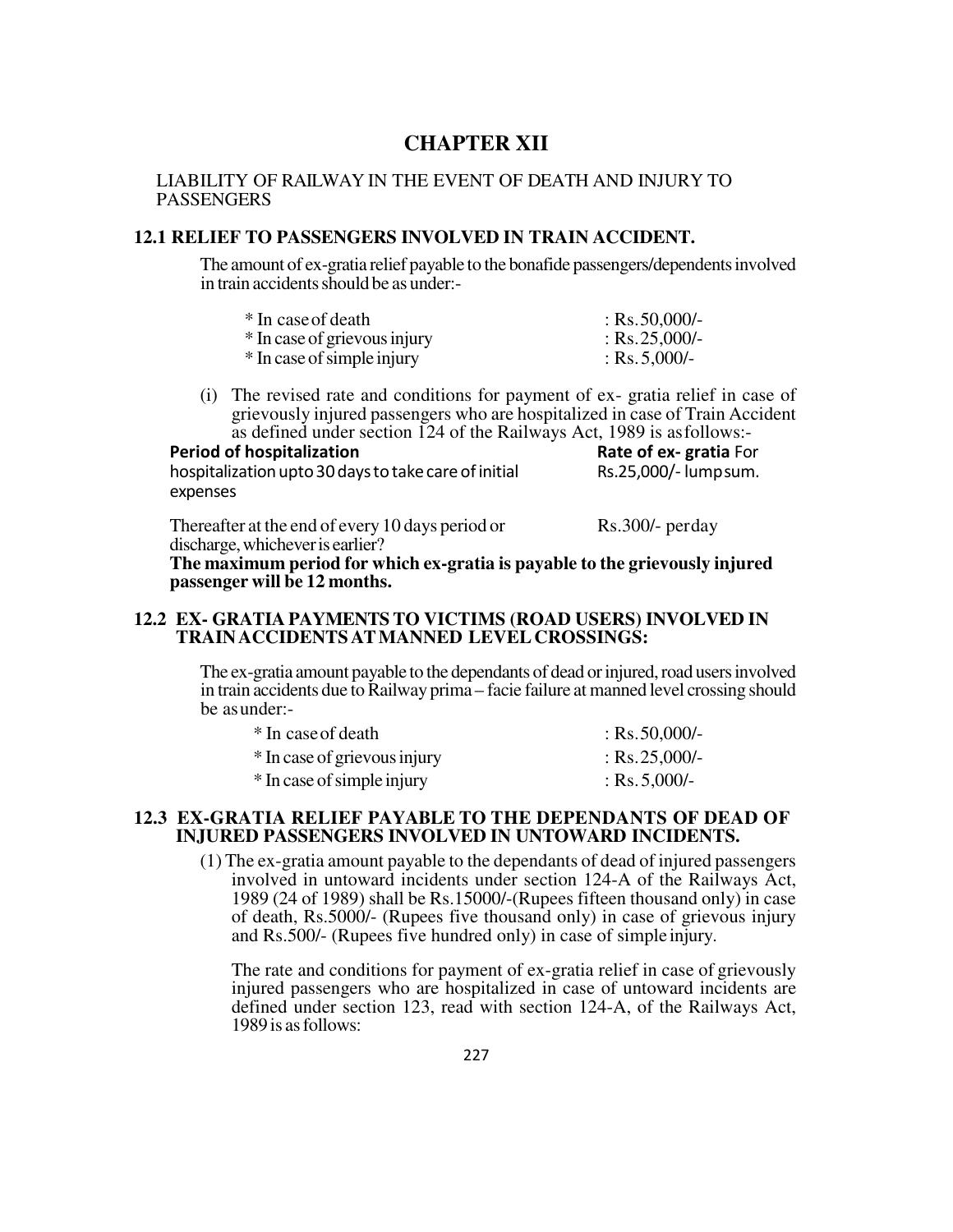# CHAPTER XII

LIABILITY OF RAILWAY IN THE EVENT OF DEATH AND INJURY TO PASSENGERS

## 12.1 RELIEF TO PASSENGERS INVOLVED IN TRAIN ACCIDENT.

The amount of ex-gratia relief payable to the bonafide passengers/dependents involved in train accidents should be as under:-

| | |
|---|---|
| * In case of death | : Rs. 50,000/- |
| * In case of grievous injury | : Rs. 25,000/- |
| * In case of simple injury | : Rs. 5,000/- |

(i) The revised rate and conditions for payment of ex- gratia relief in case of grievously injured passengers who are hospitalized in case of Train Accident as defined under section 124 of the Railways Act, 1989 is as follows:-

| **Period of hospitalization** | **Rate of ex- gratia** For |
|---|---|
| hospitalization upto 30 days to take care of initial expenses | Rs.25,000/- lump sum. |
| Thereafter at the end of every 10 days period or discharge, whichever is earlier? | Rs.300/- per day |

**The maximum period for which ex-gratia is payable to the grievously injured passenger will be 12 months.**

## 12.2 EX- GRATIA PAYMENTS TO VICTIMS (ROAD USERS) INVOLVED IN TRAIN ACCIDENTS AT MANNED LEVEL CROSSINGS:

The ex-gratia amount payable to the dependants of dead or injured, road users involved in train accidents due to Railway prima – facie failure at manned level crossing should be as under:-

| | |
|---|---|
| * In case of death | : Rs. 50,000/- |
| * In case of grievous injury | : Rs. 25,000/- |
| * In case of simple injury | : Rs. 5,000/- |

## 12.3 EX-GRATIA RELIEF PAYABLE TO THE DEPENDANTS OF DEAD OF INJURED PASSENGERS INVOLVED IN UNTOWARD INCIDENTS.

(1) The ex-gratia amount payable to the dependants of dead of injured passengers involved in untoward incidents under section 124-A of the Railways Act, 1989 (24 of 1989) shall be Rs.15000/-(Rupees fifteen thousand only) in case of death, Rs.5000/- (Rupees five thousand only) in case of grievous injury and Rs.500/- (Rupees five hundred only) in case of simple injury.

The rate and conditions for payment of ex-gratia relief in case of grievously injured passengers who are hospitalized in case of untoward incidents are defined under section 123, read with section 124-A, of the Railways Act, 1989 is as follows: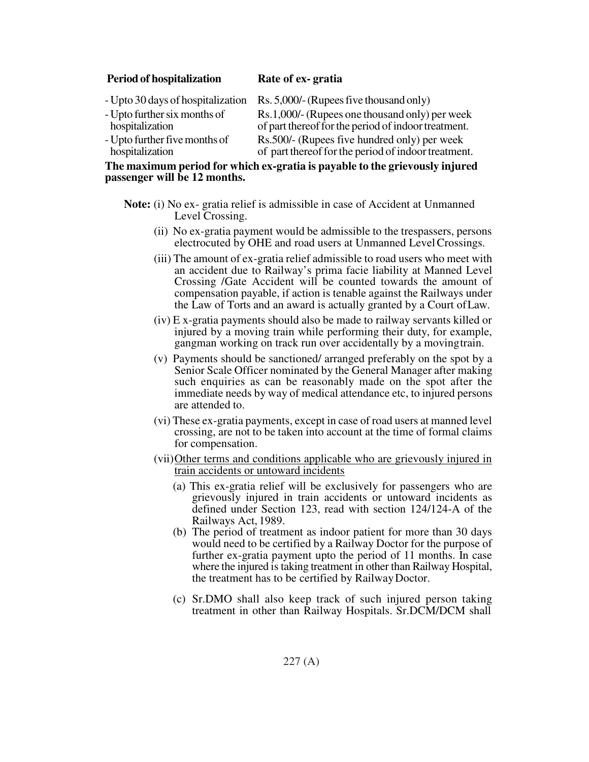| Period of hospitalization | Rate of ex- gratia |
|---|---|
| - Upto 30 days of hospitalization | Rs. 5,000/- (Rupees five thousand only) |
| - Upto further six months of hospitalization | Rs.1,000/- (Rupees one thousand only) per week of part thereof for the period of indoor treatment. |
| - Upto further five months of hospitalization | Rs.500/- (Rupees five hundred only) per week of part thereof for the period of indoor treatment. |

**The maximum period for which ex-gratia is payable to the grievously injured passenger will be 12 months.**

**Note:** (i) No ex- gratia relief is admissible in case of Accident at Unmanned Level Crossing.

(ii) No ex-gratia payment would be admissible to the trespassers, persons electrocuted by OHE and road users at Unmanned Level Crossings.

(iii) The amount of ex-gratia relief admissible to road users who meet with an accident due to Railway's prima facie liability at Manned Level Crossing /Gate Accident will be counted towards the amount of compensation payable, if action is tenable against the Railways under the Law of Torts and an award is actually granted by a Court of Law.

(iv) E x-gratia payments should also be made to railway servants killed or injured by a moving train while performing their duty, for example, gangman working on track run over accidentally by a moving train.

(v) Payments should be sanctioned/ arranged preferably on the spot by a Senior Scale Officer nominated by the General Manager after making such enquiries as can be reasonably made on the spot after the immediate needs by way of medical attendance etc, to injured persons are attended to.

(vi) These ex-gratia payments, except in case of road users at manned level crossing, are not to be taken into account at the time of formal claims for compensation.

(vii) Other terms and conditions applicable who are grievously injured in train accidents or untoward incidents

(a) This ex-gratia relief will be exclusively for passengers who are grievously injured in train accidents or untoward incidents as defined under Section 123, read with section 124/124-A of the Railways Act, 1989.

(b) The period of treatment as indoor patient for more than 30 days would need to be certified by a Railway Doctor for the purpose of further ex-gratia payment upto the period of 11 months. In case where the injured is taking treatment in other than Railway Hospital, the treatment has to be certified by Railway Doctor.

(c) Sr.DMO shall also keep track of such injured person taking treatment in other than Railway Hospitals. Sr.DCM/DCM shall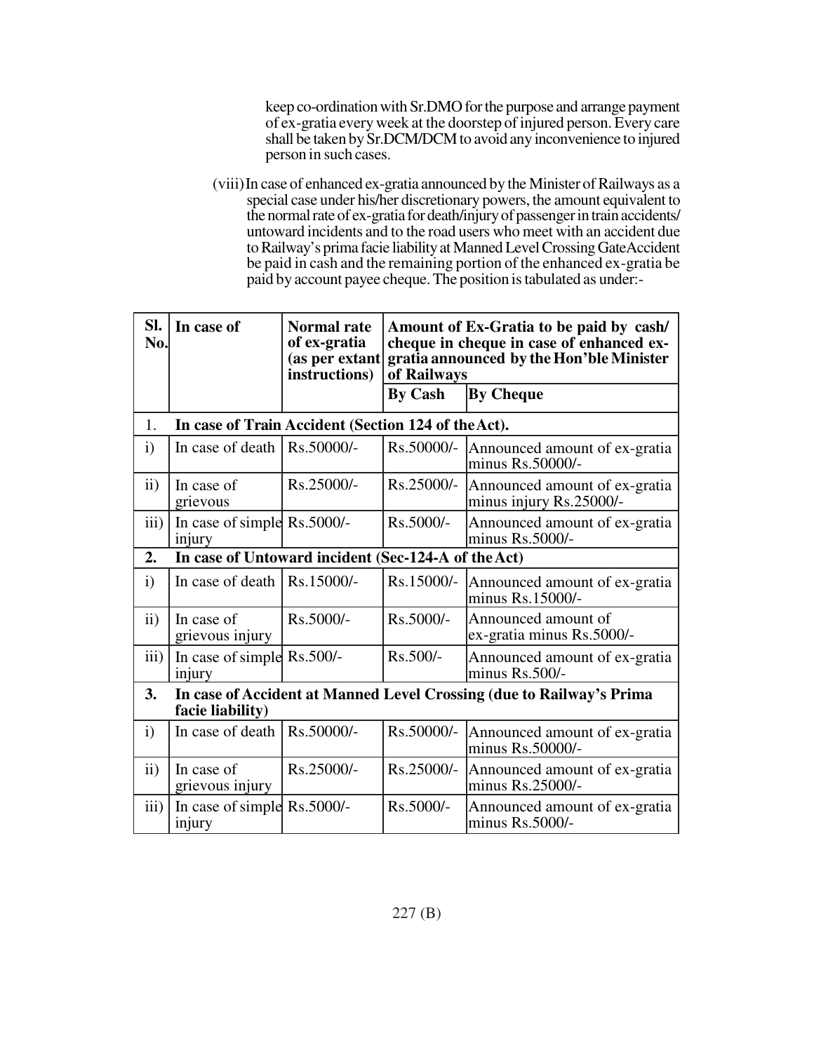keep co-ordination with Sr.DMO for the purpose and arrange payment of ex-gratia every week at the doorstep of injured person. Every care shall be taken by Sr.DCM/DCM to avoid any inconvenience to injured person in such cases.

(viii) In case of enhanced ex-gratia announced by the Minister of Railways as a special case under his/her discretionary powers, the amount equivalent to the normal rate of ex-gratia for death/injury of passenger in train accidents/ untoward incidents and to the road users who meet with an accident due to Railway's prima facie liability at Manned Level Crossing Gate Accident be paid in cash and the remaining portion of the enhanced ex-gratia be paid by account payee cheque. The position is tabulated as under:-

| Sl. No. | In case of | Normal rate of ex-gratia (as per extant instructions) | Amount of Ex-Gratia to be paid by cash/ cheque in cheque in case of enhanced ex-gratia announced by the Hon'ble Minister of Railways | |
|---|---|---|---|---|
| | | | **By Cash** | **By Cheque** |
| 1. | **In case of Train Accident (Section 124 of the Act).** | | | |
| i) | In case of death | Rs.50000/- | Rs.50000/- | Announced amount of ex-gratia minus Rs.50000/- |
| ii) | In case of grievous | Rs.25000/- | Rs.25000/- | Announced amount of ex-gratia minus injury Rs.25000/- |
| iii) | In case of simple injury | Rs.5000/- | Rs.5000/- | Announced amount of ex-gratia minus Rs.5000/- |
| **2.** | **In case of Untoward incident (Sec-124-A of the Act)** | | | |
| i) | In case of death | Rs.15000/- | Rs.15000/- | Announced amount of ex-gratia minus Rs.15000/- |
| ii) | In case of grievous injury | Rs.5000/- | Rs.5000/- | Announced amount of ex-gratia minus Rs.5000/- |
| iii) | In case of simple injury | Rs.500/- | Rs.500/- | Announced amount of ex-gratia minus Rs.500/- |
| **3.** | **In case of Accident at Manned Level Crossing (due to Railway's Prima facie liability)** | | | |
| i) | In case of death | Rs.50000/- | Rs.50000/- | Announced amount of ex-gratia minus Rs.50000/- |
| ii) | In case of grievous injury | Rs.25000/- | Rs.25000/- | Announced amount of ex-gratia minus Rs.25000/- |
| iii) | In case of simple injury | Rs.5000/- | Rs.5000/- | Announced amount of ex-gratia minus Rs.5000/- |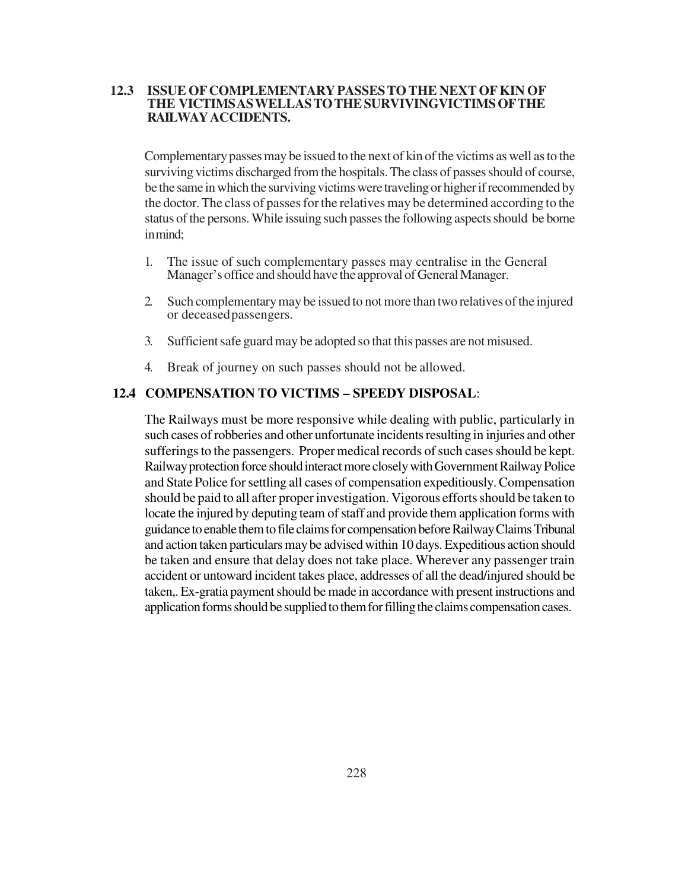## 12.3 ISSUE OF COMPLEMENTARY PASSES TO THE NEXT OF KIN OF THE VICTIMS AS WELL AS TO THE SURVIVING VICTIMS OF THE RAILWAY ACCIDENTS.

Complementary passes may be issued to the next of kin of the victims as well as to the surviving victims discharged from the hospitals. The class of passes should of course, be the same in which the surviving victims were traveling or higher if recommended by the doctor. The class of passes for the relatives may be determined according to the status of the persons. While issuing such passes the following aspects should be borne in mind;

1. The issue of such complementary passes may centralise in the General Manager's office and should have the approval of General Manager.
2. Such complementary may be issued to not more than two relatives of the injured or deceased passengers.
3. Sufficient safe guard may be adopted so that this passes are not misused.
4. Break of journey on such passes should not be allowed.

## 12.4 COMPENSATION TO VICTIMS – SPEEDY DISPOSAL:

The Railways must be more responsive while dealing with public, particularly in such cases of robberies and other unfortunate incidents resulting in injuries and other sufferings to the passengers. Proper medical records of such cases should be kept. Railway protection force should interact more closely with Government Railway Police and State Police for settling all cases of compensation expeditiously. Compensation should be paid to all after proper investigation. Vigorous efforts should be taken to locate the injured by deputing team of staff and provide them application forms with guidance to enable them to file claims for compensation before Railway Claims Tribunal and action taken particulars may be advised within 10 days. Expeditious action should be taken and ensure that delay does not take place. Wherever any passenger train accident or untoward incident takes place, addresses of all the dead/injured should be taken,. Ex-gratia payment should be made in accordance with present instructions and application forms should be supplied to them for filling the claims compensation cases.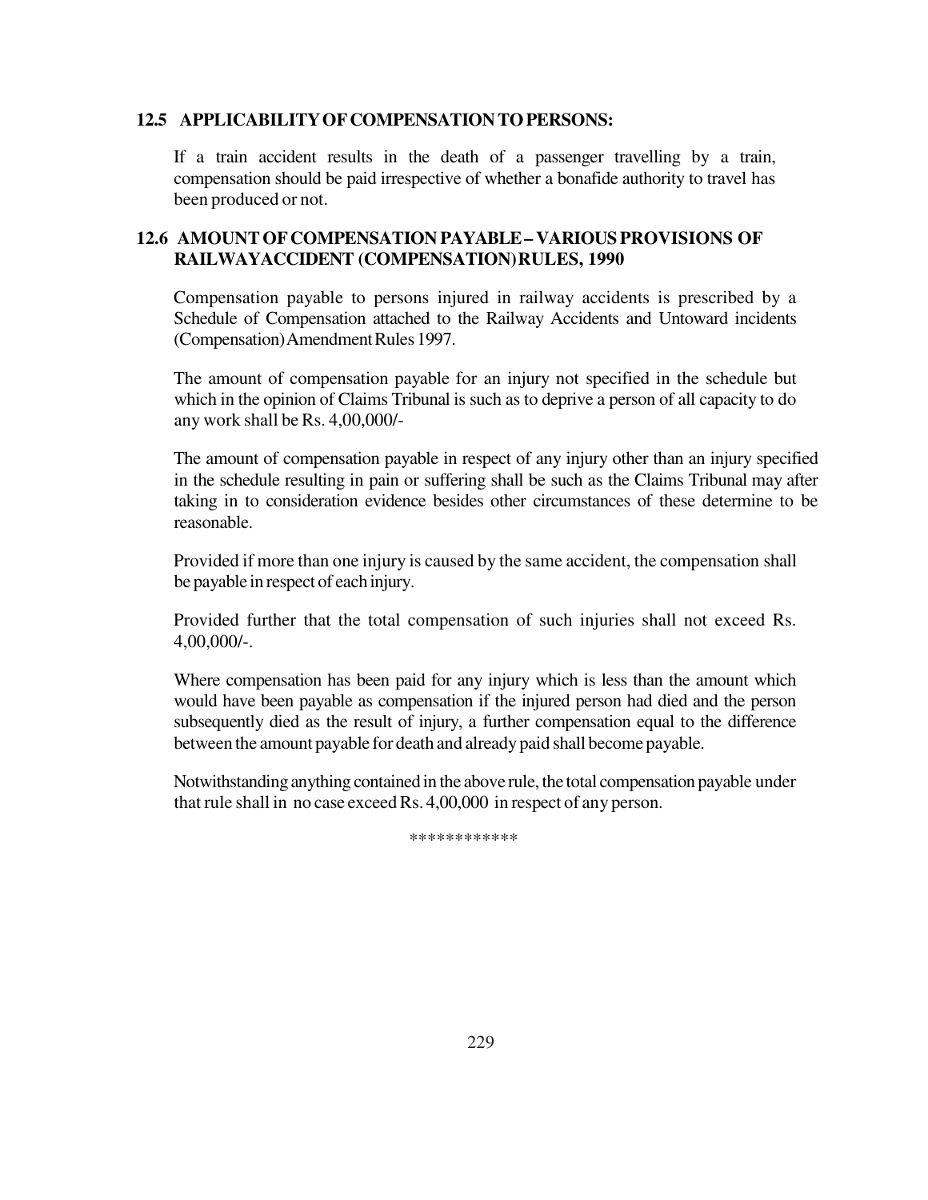### 12.5 APPLICABILITY OF COMPENSATION TO PERSONS:

If a train accident results in the death of a passenger travelling by a train, compensation should be paid irrespective of whether a bonafide authority to travel has been produced or not.

### 12.6 AMOUNT OF COMPENSATION PAYABLE – VARIOUS PROVISIONS OF RAILWAY ACCIDENT (COMPENSATION) RULES, 1990

Compensation payable to persons injured in railway accidents is prescribed by a Schedule of Compensation attached to the Railway Accidents and Untoward incidents (Compensation) Amendment Rules 1997.

The amount of compensation payable for an injury not specified in the schedule but which in the opinion of Claims Tribunal is such as to deprive a person of all capacity to do any work shall be Rs. 4,00,000/-

The amount of compensation payable in respect of any injury other than an injury specified in the schedule resulting in pain or suffering shall be such as the Claims Tribunal may after taking in to consideration evidence besides other circumstances of these determine to be reasonable.

Provided if more than one injury is caused by the same accident, the compensation shall be payable in respect of each injury.

Provided further that the total compensation of such injuries shall not exceed Rs. 4,00,000/-.

Where compensation has been paid for any injury which is less than the amount which would have been payable as compensation if the injured person had died and the person subsequently died as the result of injury, a further compensation equal to the difference between the amount payable for death and already paid shall become payable.

Notwithstanding anything contained in the above rule, the total compensation payable under that rule shall in no case exceed Rs. 4,00,000 in respect of any person.

************